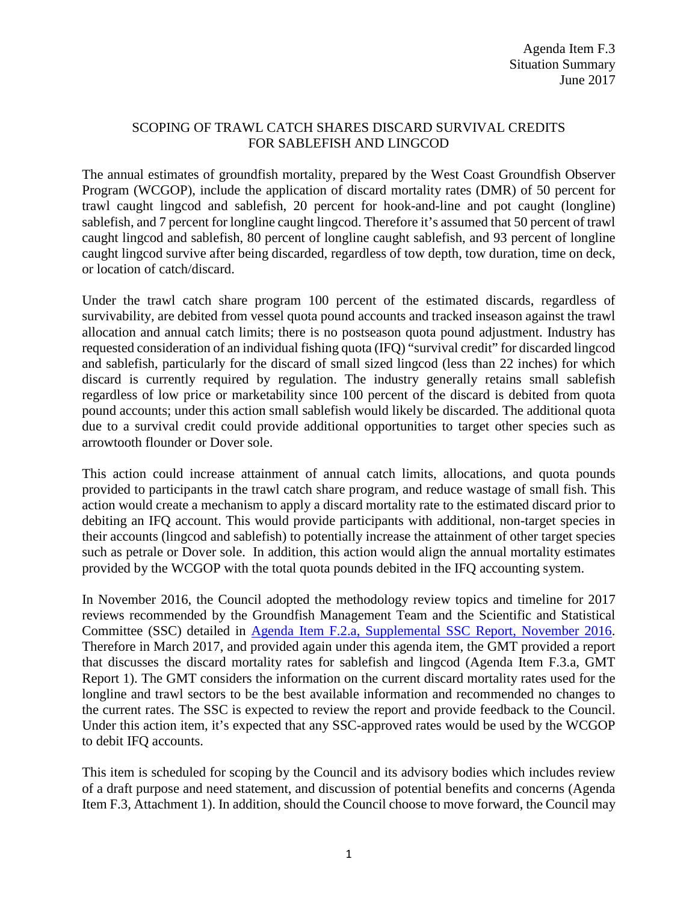Agenda Item F.3
Situation Summary
June 2017

# SCOPING OF TRAWL CATCH SHARES DISCARD SURVIVAL CREDITS FOR SABLEFISH AND LINGCOD

The annual estimates of groundfish mortality, prepared by the West Coast Groundfish Observer Program (WCGOP), include the application of discard mortality rates (DMR) of 50 percent for trawl caught lingcod and sablefish, 20 percent for hook-and-line and pot caught (longline) sablefish, and 7 percent for longline caught lingcod. Therefore it's assumed that 50 percent of trawl caught lingcod and sablefish, 80 percent of longline caught sablefish, and 93 percent of longline caught lingcod survive after being discarded, regardless of tow depth, tow duration, time on deck, or location of catch/discard.

Under the trawl catch share program 100 percent of the estimated discards, regardless of survivability, are debited from vessel quota pound accounts and tracked inseason against the trawl allocation and annual catch limits; there is no postseason quota pound adjustment. Industry has requested consideration of an individual fishing quota (IFQ) "survival credit" for discarded lingcod and sablefish, particularly for the discard of small sized lingcod (less than 22 inches) for which discard is currently required by regulation. The industry generally retains small sablefish regardless of low price or marketability since 100 percent of the discard is debited from quota pound accounts; under this action small sablefish would likely be discarded. The additional quota due to a survival credit could provide additional opportunities to target other species such as arrowtooth flounder or Dover sole.

This action could increase attainment of annual catch limits, allocations, and quota pounds provided to participants in the trawl catch share program, and reduce wastage of small fish. This action would create a mechanism to apply a discard mortality rate to the estimated discard prior to debiting an IFQ account. This would provide participants with additional, non-target species in their accounts (lingcod and sablefish) to potentially increase the attainment of other target species such as petrale or Dover sole. In addition, this action would align the annual mortality estimates provided by the WCGOP with the total quota pounds debited in the IFQ accounting system.

In November 2016, the Council adopted the methodology review topics and timeline for 2017 reviews recommended by the Groundfish Management Team and the Scientific and Statistical Committee (SSC) detailed in Agenda Item F.2.a, Supplemental SSC Report, November 2016. Therefore in March 2017, and provided again under this agenda item, the GMT provided a report that discusses the discard mortality rates for sablefish and lingcod (Agenda Item F.3.a, GMT Report 1). The GMT considers the information on the current discard mortality rates used for the longline and trawl sectors to be the best available information and recommended no changes to the current rates. The SSC is expected to review the report and provide feedback to the Council. Under this action item, it's expected that any SSC-approved rates would be used by the WCGOP to debit IFQ accounts.

This item is scheduled for scoping by the Council and its advisory bodies which includes review of a draft purpose and need statement, and discussion of potential benefits and concerns (Agenda Item F.3, Attachment 1). In addition, should the Council choose to move forward, the Council may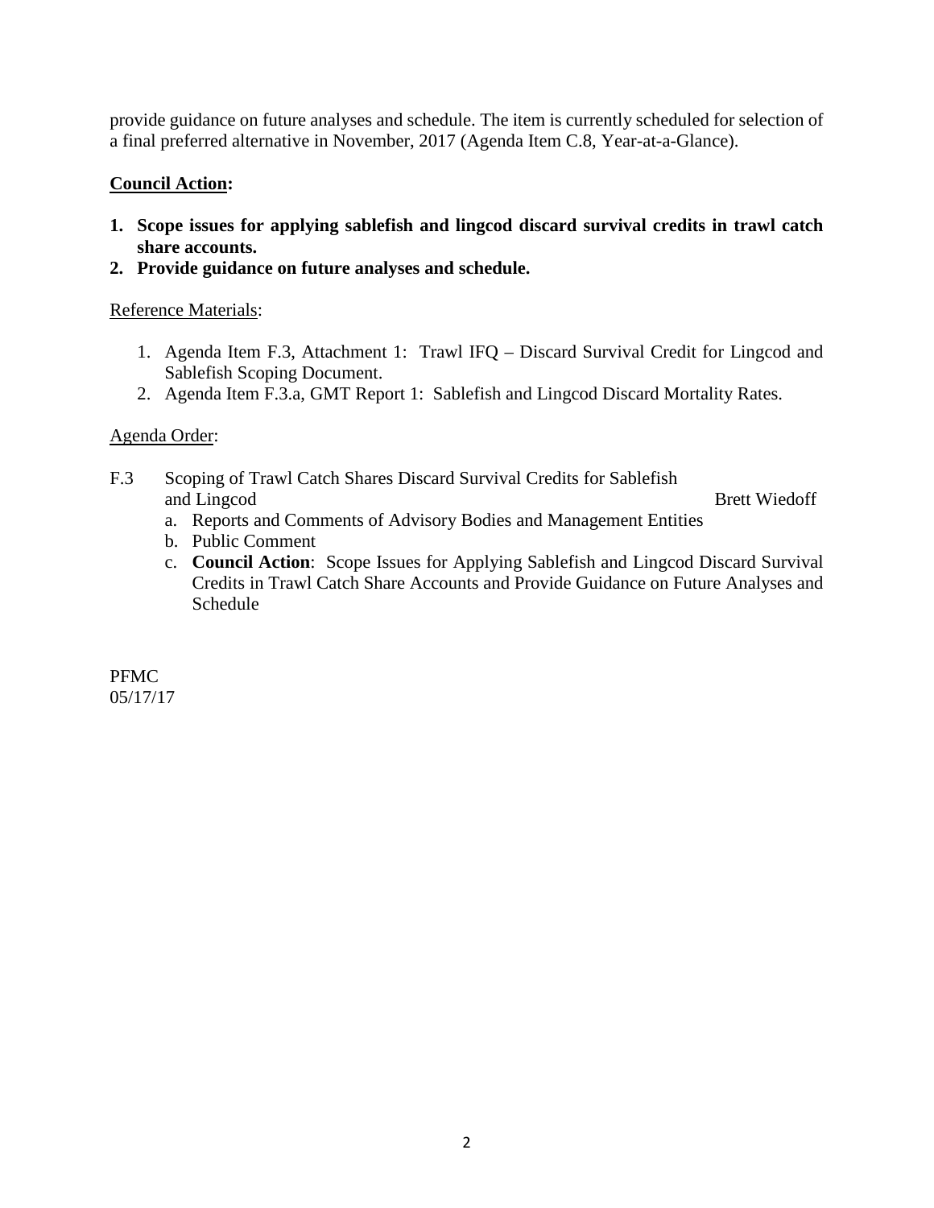provide guidance on future analyses and schedule. The item is currently scheduled for selection of a final preferred alternative in November, 2017 (Agenda Item C.8, Year-at-a-Glance).

**Council Action:**

1. **Scope issues for applying sablefish and lingcod discard survival credits in trawl catch share accounts.**
2. **Provide guidance on future analyses and schedule.**

Reference Materials:

1. Agenda Item F.3, Attachment 1: Trawl IFQ – Discard Survival Credit for Lingcod and Sablefish Scoping Document.
2. Agenda Item F.3.a, GMT Report 1: Sablefish and Lingcod Discard Mortality Rates.

Agenda Order:

F.3 Scoping of Trawl Catch Shares Discard Survival Credits for Sablefish and Lingcod — Brett Wiedoff

   a. Reports and Comments of Advisory Bodies and Management Entities
   b. Public Comment
   c. **Council Action**: Scope Issues for Applying Sablefish and Lingcod Discard Survival Credits in Trawl Catch Share Accounts and Provide Guidance on Future Analyses and Schedule

PFMC
05/17/17